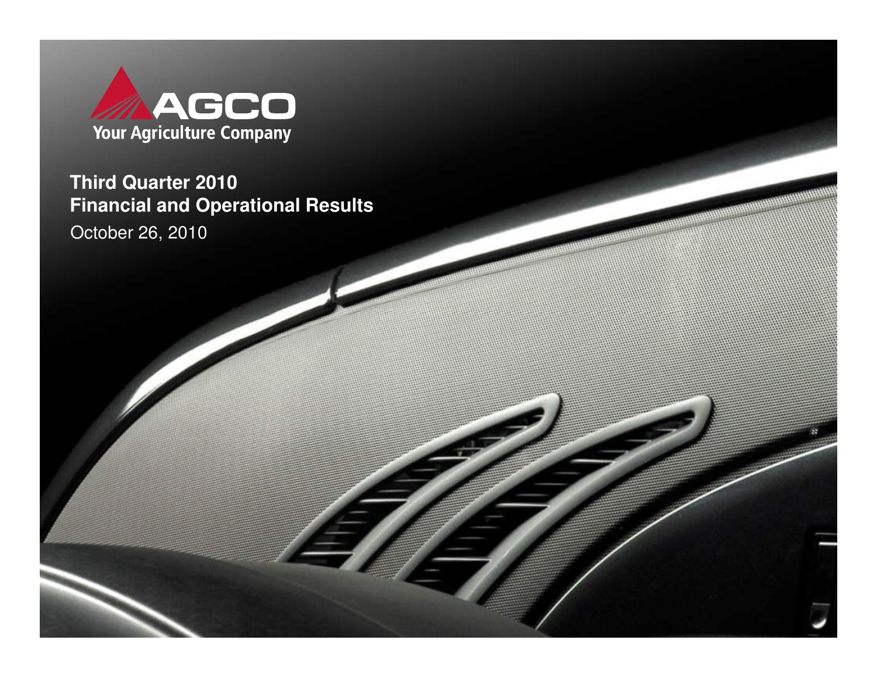AGCO

Your Agriculture Company

# Third Quarter 2010
# Financial and Operational Results

October 26, 2010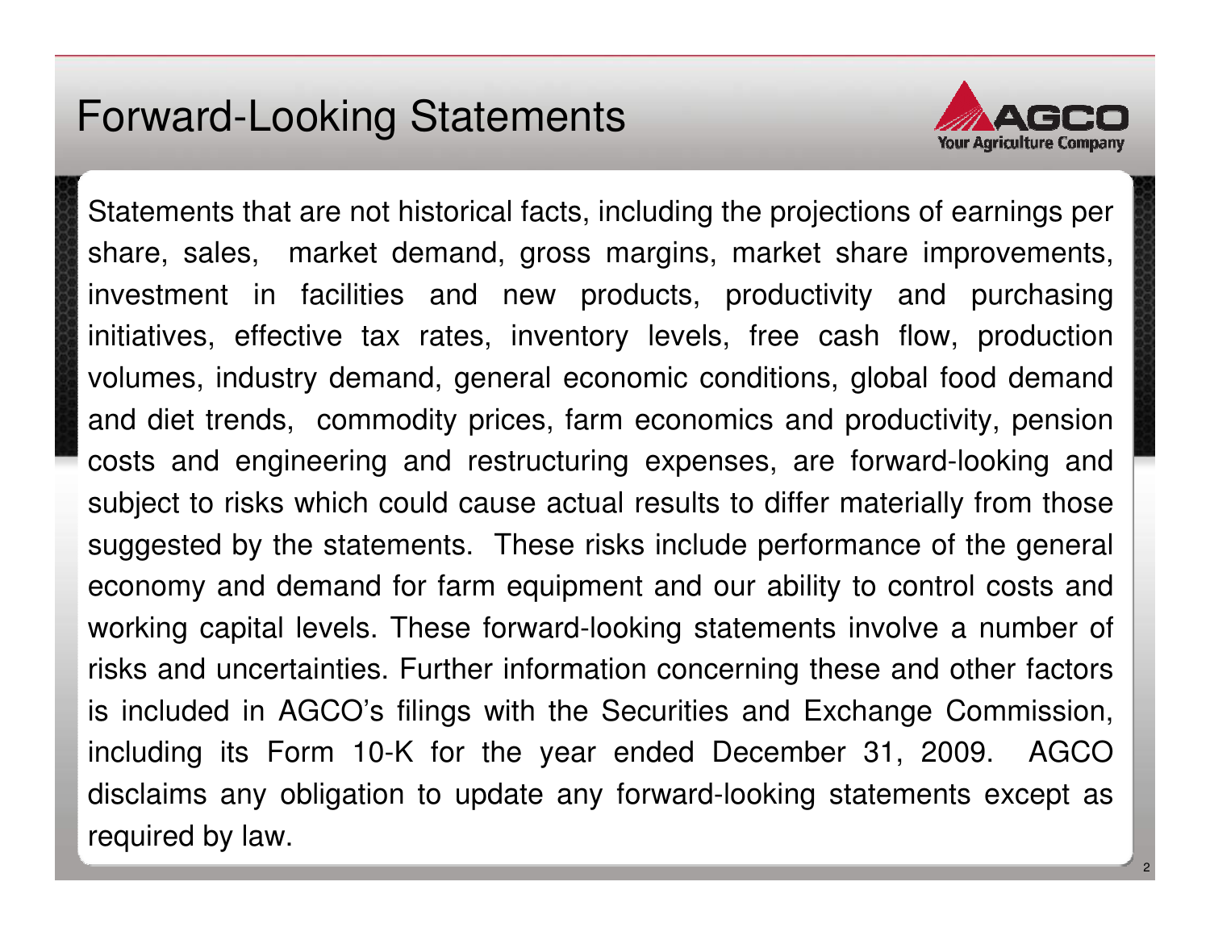# Forward-Looking Statements

Statements that are not historical facts, including the projections of earnings per share, sales, market demand, gross margins, market share improvements, investment in facilities and new products, productivity and purchasing initiatives, effective tax rates, inventory levels, free cash flow, production volumes, industry demand, general economic conditions, global food demand and diet trends, commodity prices, farm economics and productivity, pension costs and engineering and restructuring expenses, are forward-looking and subject to risks which could cause actual results to differ materially from those suggested by the statements. These risks include performance of the general economy and demand for farm equipment and our ability to control costs and working capital levels. These forward-looking statements involve a number of risks and uncertainties. Further information concerning these and other factors is included in AGCO's filings with the Securities and Exchange Commission, including its Form 10-K for the year ended December 31, 2009. AGCO disclaims any obligation to update any forward-looking statements except as required by law.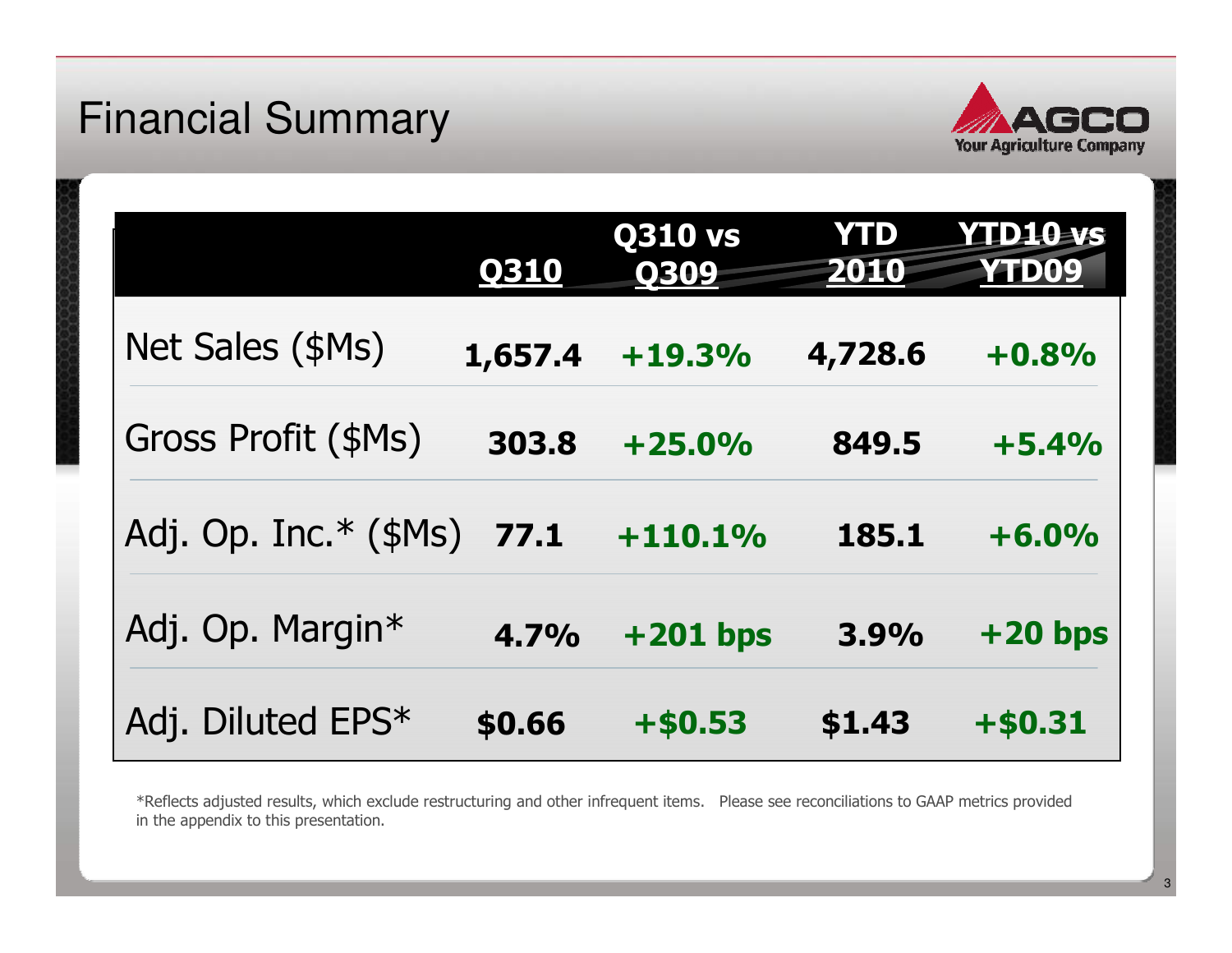# Financial Summary

| | Q310 | Q310 vs Q309 | YTD 2010 | YTD10 vs YTD09 |
|---|---|---|---|---|
| Net Sales ($Ms) | 1,657.4 | +19.3% | 4,728.6 | +0.8% |
| Gross Profit ($Ms) | 303.8 | +25.0% | 849.5 | +5.4% |
| Adj. Op. Inc.* ($Ms) | 77.1 | +110.1% | 185.1 | +6.0% |
| Adj. Op. Margin* | 4.7% | +201 bps | 3.9% | +20 bps |
| Adj. Diluted EPS* | $0.66 | +$0.53 | $1.43 | +$0.31 |

*Reflects adjusted results, which exclude restructuring and other infrequent items. Please see reconciliations to GAAP metrics provided in the appendix to this presentation.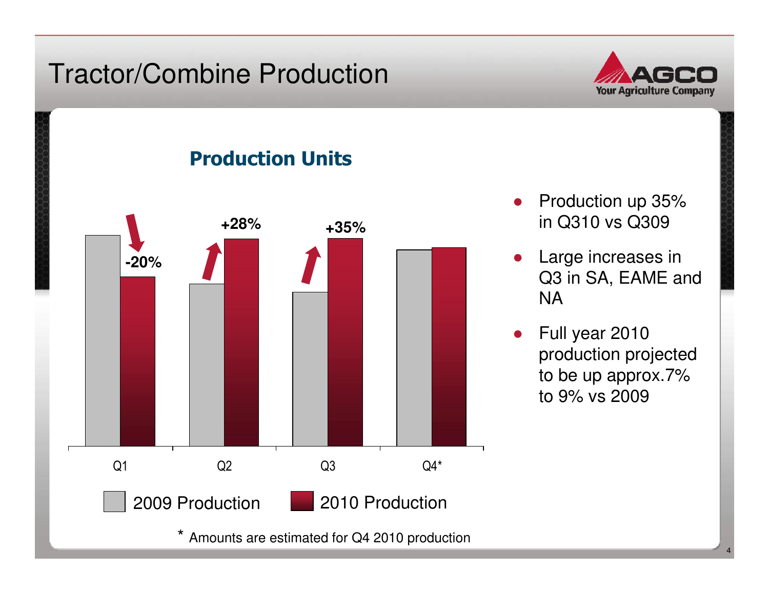# Tractor/Combine Production

## Production Units

| | 2009 Production | 2010 Production | Change |
|---|---|---|---|
| Q1 | | | -20% |
| Q2 | | | +28% |
| Q3 | | | +35% |
| Q4* | | | |

\* Amounts are estimated for Q4 2010 production

- Production up 35% in Q310 vs Q309
- Large increases in Q3 in SA, EAME and NA
- Full year 2010 production projected to be up approx.7% to 9% vs 2009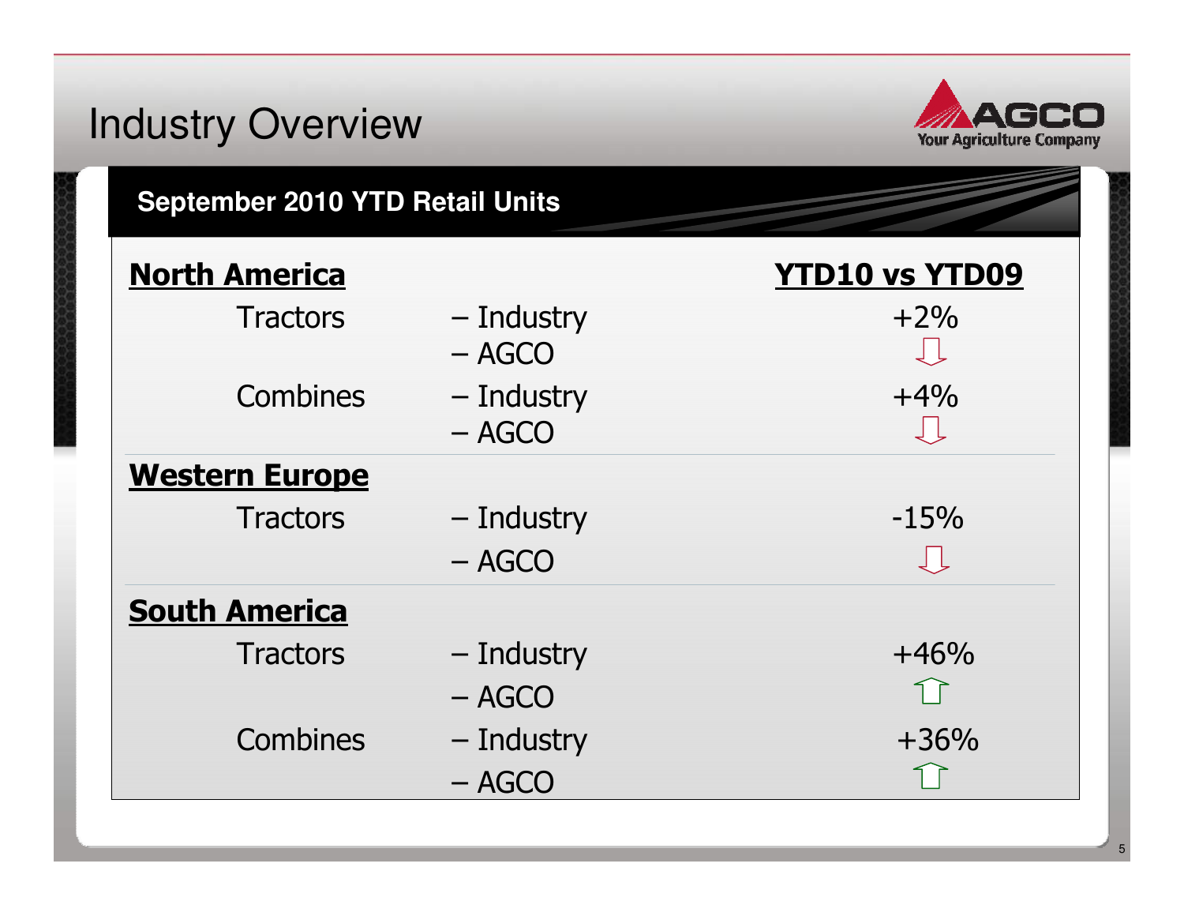# Industry Overview

## September 2010 YTD Retail Units

| Region / Product | Segment | YTD10 vs YTD09 |
|---|---|---|
| **North America** | | |
| Tractors | – Industry | +2% |
| | – AGCO | ⇩ |
| Combines | – Industry | +4% |
| | – AGCO | ⇩ |
| **Western Europe** | | |
| Tractors | – Industry | -15% |
| | – AGCO | ⇩ |
| **South America** | | |
| Tractors | – Industry | +46% |
| | – AGCO | ⇧ |
| Combines | – Industry | +36% |
| | – AGCO | ⇧ |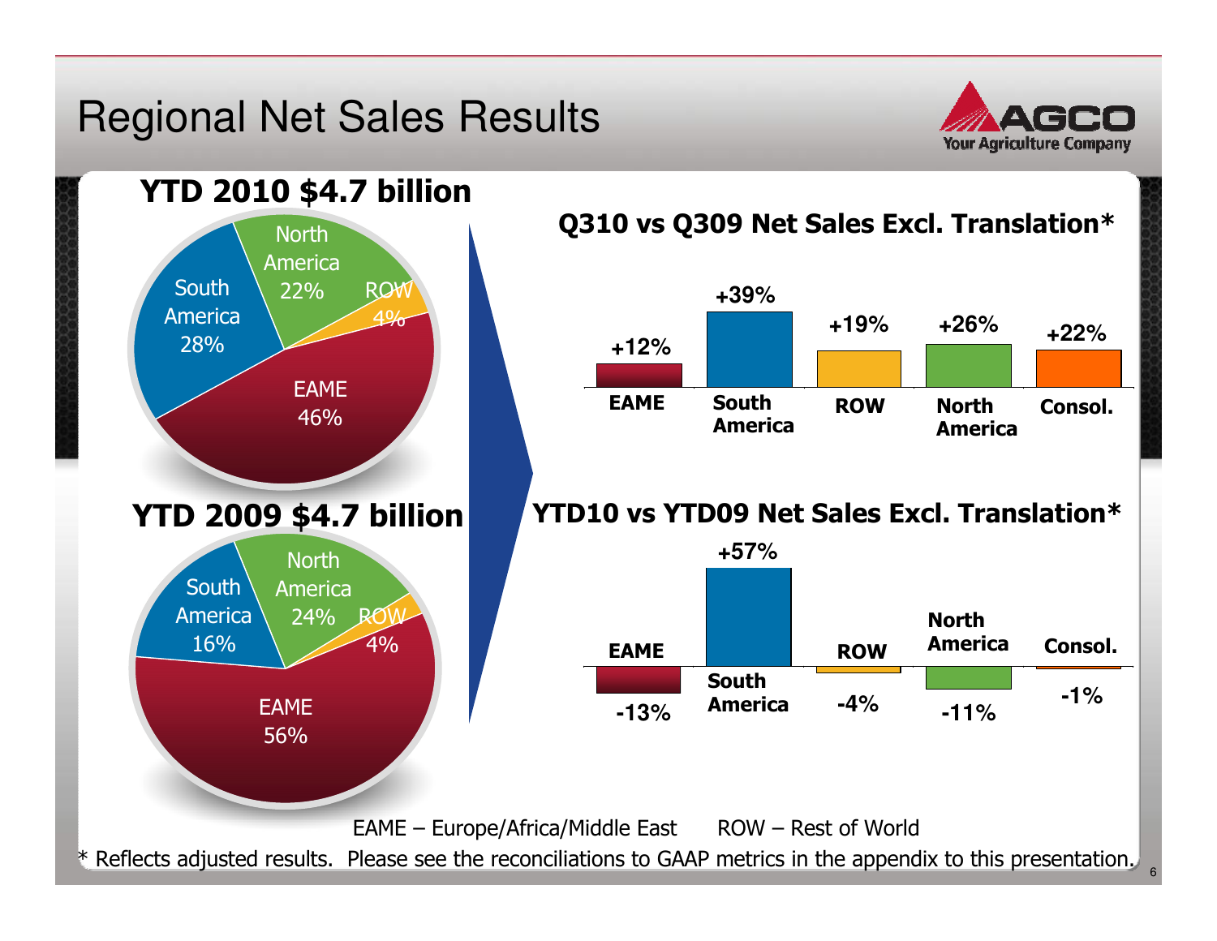# Regional Net Sales Results

**YTD 2010 $4.7 billion**

| Region | Share |
|---|---|
| EAME | 46% |
| South America | 28% |
| North America | 22% |
| ROW | 4% |

**YTD 2009 $4.7 billion**

| Region | Share |
|---|---|
| EAME | 56% |
| South America | 16% |
| North America | 24% |
| ROW | 4% |

**Q310 vs Q309 Net Sales Excl. Translation***

| EAME | South America | ROW | North America | Consol. |
|---|---|---|---|---|
| +12% | +39% | +19% | +26% | +22% |

**YTD10 vs YTD09 Net Sales Excl. Translation***

| EAME | South America | ROW | North America | Consol. |
|---|---|---|---|---|
| -13% | +57% | -4% | -11% | -1% |

EAME – Europe/Africa/Middle East     ROW – Rest of World

* Reflects adjusted results. Please see the reconciliations to GAAP metrics in the appendix to this presentation.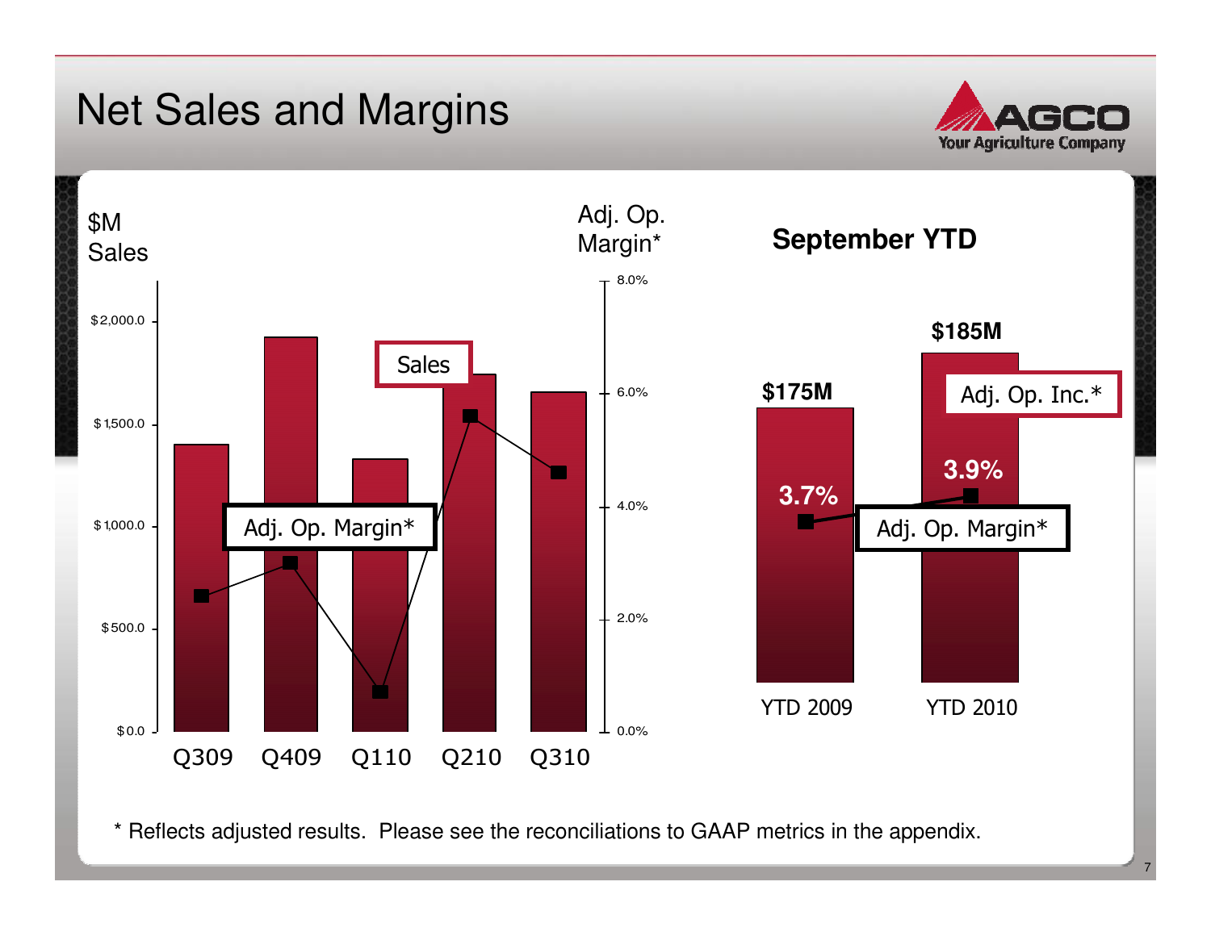# Net Sales and Margins

$M Sales

Adj. Op. Margin*

| | $0.0 | $500.0 | $1,000.0 | $1,500.0 | $2,000.0 |
|---|---|---|---|---|---|
| | 0.0% | 2.0% | 4.0% | 6.0% | 8.0% |

Q309 Q409 Q110 Q210 Q310

Sales

Adj. Op. Margin*

## September YTD

| | YTD 2009 | YTD 2010 |
|---|---|---|
| Adj. Op. Inc.* | $175M | $185M |
| Adj. Op. Margin* | 3.7% | 3.9% |

\* Reflects adjusted results. Please see the reconciliations to GAAP metrics in the appendix.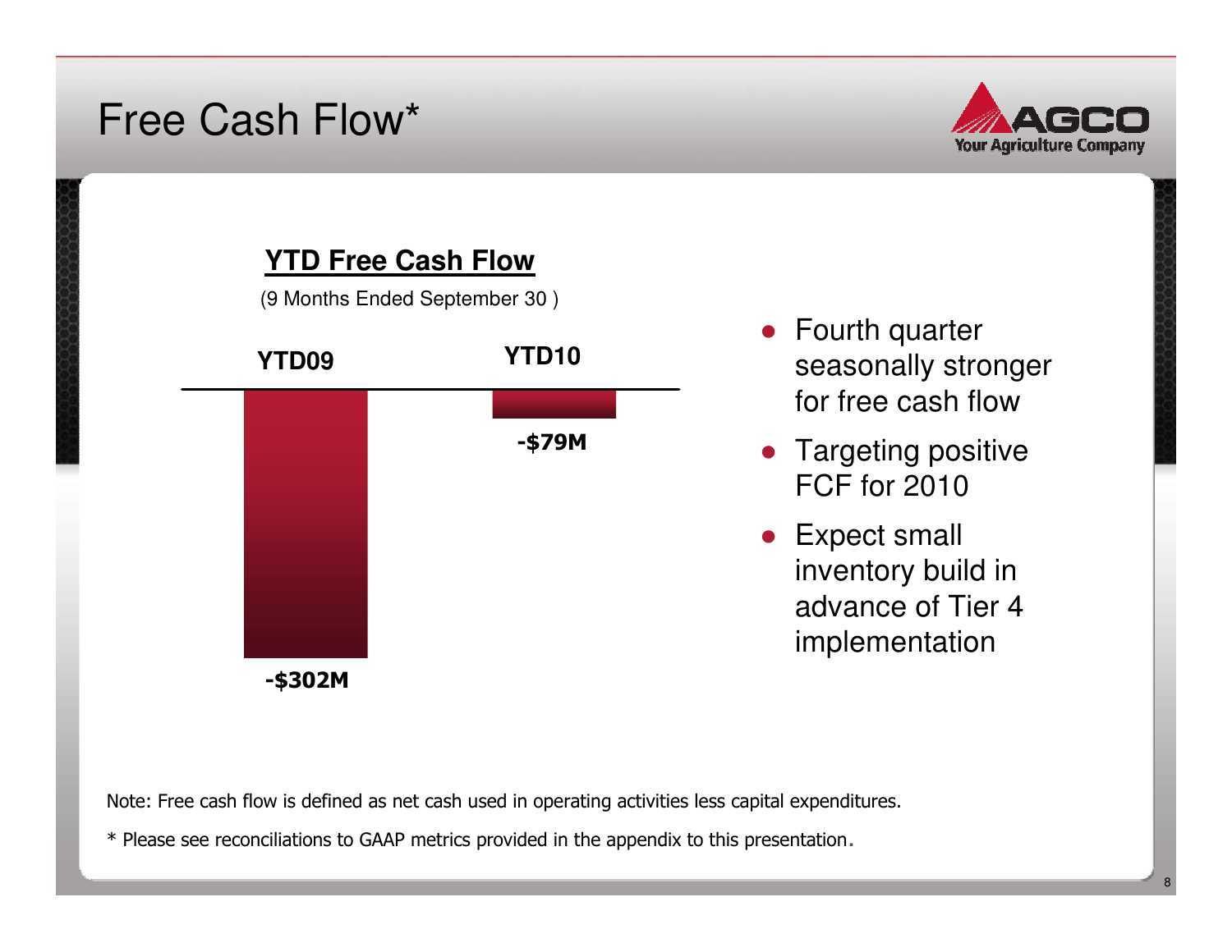# Free Cash Flow*

**YTD Free Cash Flow**

(9 Months Ended September 30 )

| YTD09 | YTD10 |
| --- | --- |
| -$302M | -$79M |

- Fourth quarter seasonally stronger for free cash flow
- Targeting positive FCF for 2010
- Expect small inventory build in advance of Tier 4 implementation

Note: Free cash flow is defined as net cash used in operating activities less capital expenditures.

* Please see reconciliations to GAAP metrics provided in the appendix to this presentation.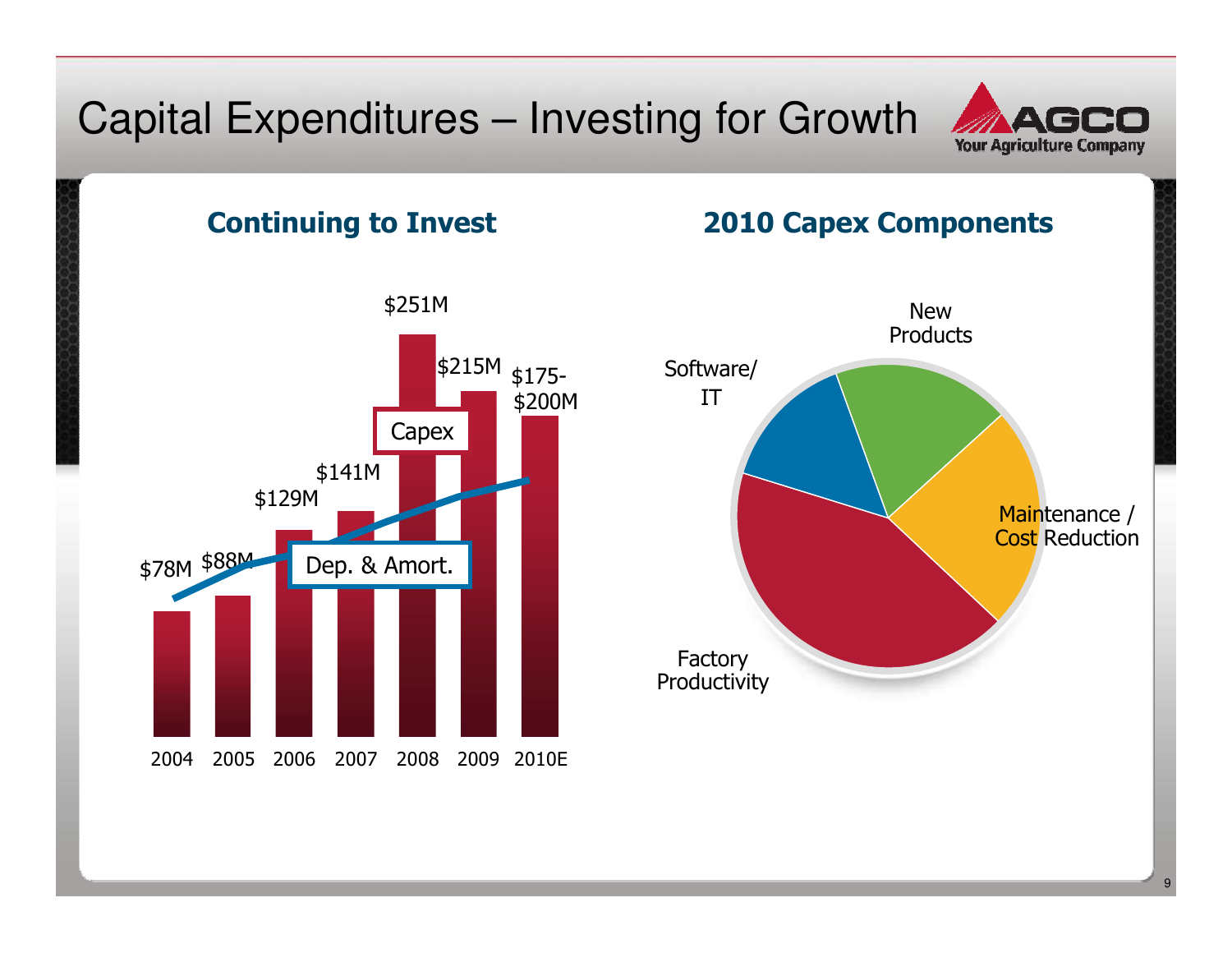# Capital Expenditures – Investing for Growth

## Continuing to Invest

| Year | Capex |
|---|---|
| 2004 | $78M |
| 2005 | $88M |
| 2006 | $129M |
| 2007 | $141M |
| 2008 | $251M |
| 2009 | $215M |
| 2010E | $175-$200M |

Capex

Dep. & Amort.

## 2010 Capex Components

- Software/IT
- New Products
- Maintenance / Cost Reduction
- Factory Productivity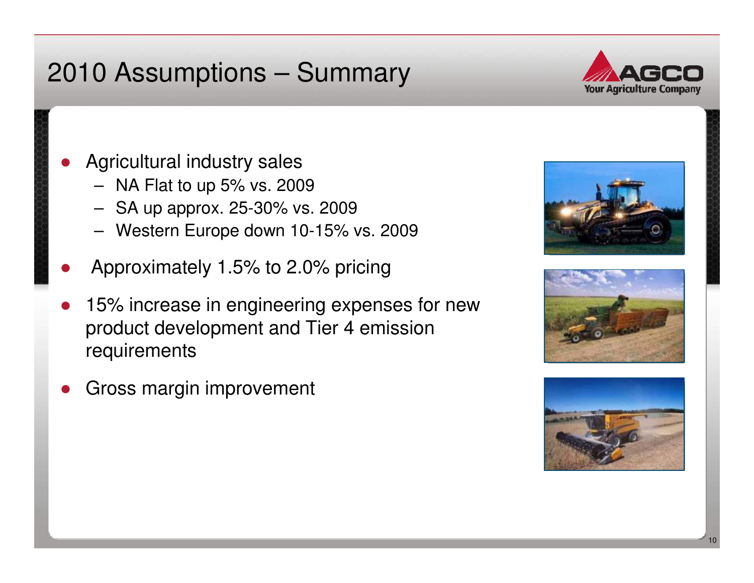# 2010 Assumptions – Summary

- Agricultural industry sales
  - NA Flat to up 5% vs. 2009
  - SA up approx. 25-30% vs. 2009
  - Western Europe down 10-15% vs. 2009
- Approximately 1.5% to 2.0% pricing
- 15% increase in engineering expenses for new product development and Tier 4 emission requirements
- Gross margin improvement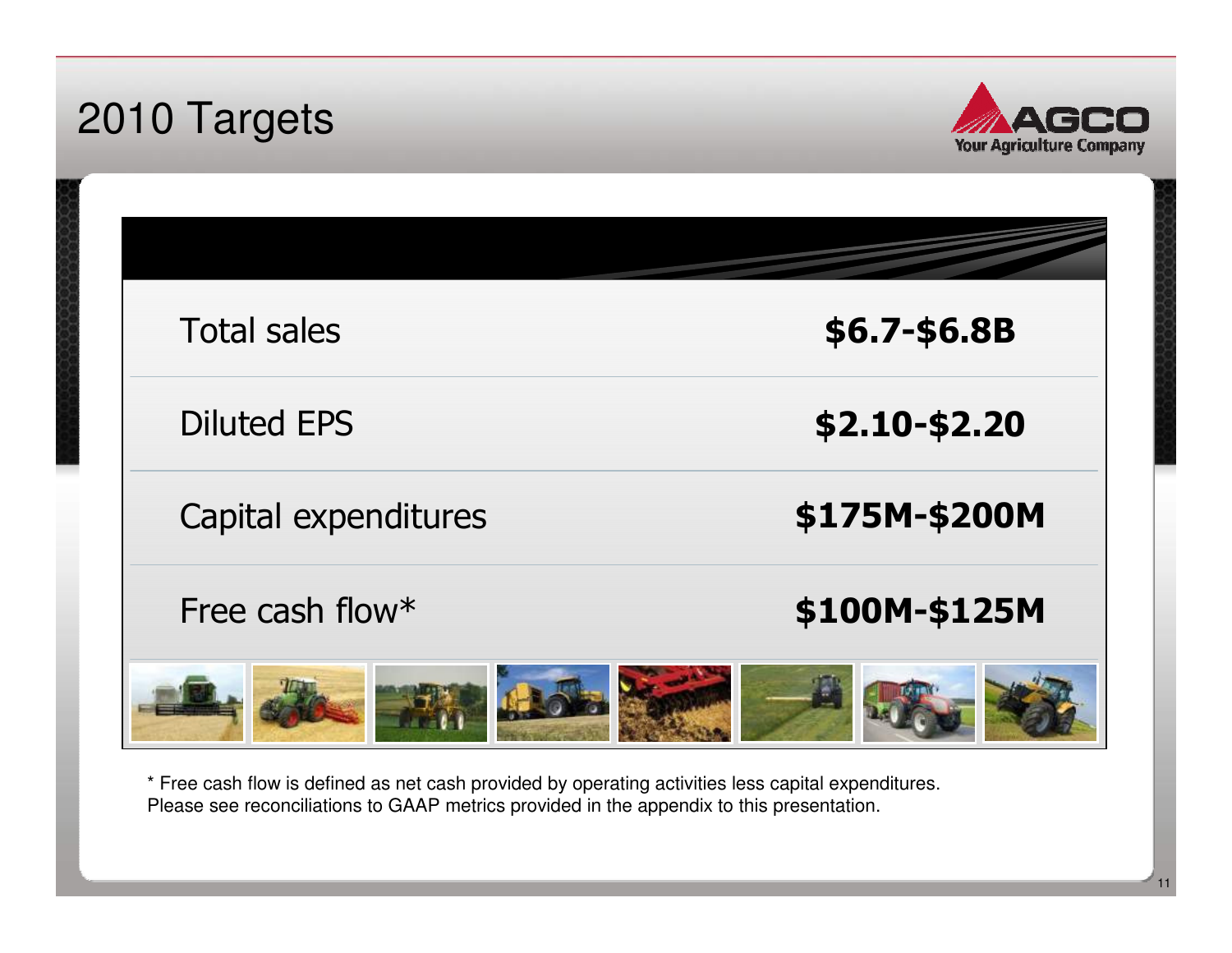# 2010 Targets

| | |
|---|---|
| Total sales | **$6.7-$6.8B** |
| Diluted EPS | **$2.10-$2.20** |
| Capital expenditures | **$175M-$200M** |
| Free cash flow* | **$100M-$125M** |

* Free cash flow is defined as net cash provided by operating activities less capital expenditures.
Please see reconciliations to GAAP metrics provided in the appendix to this presentation.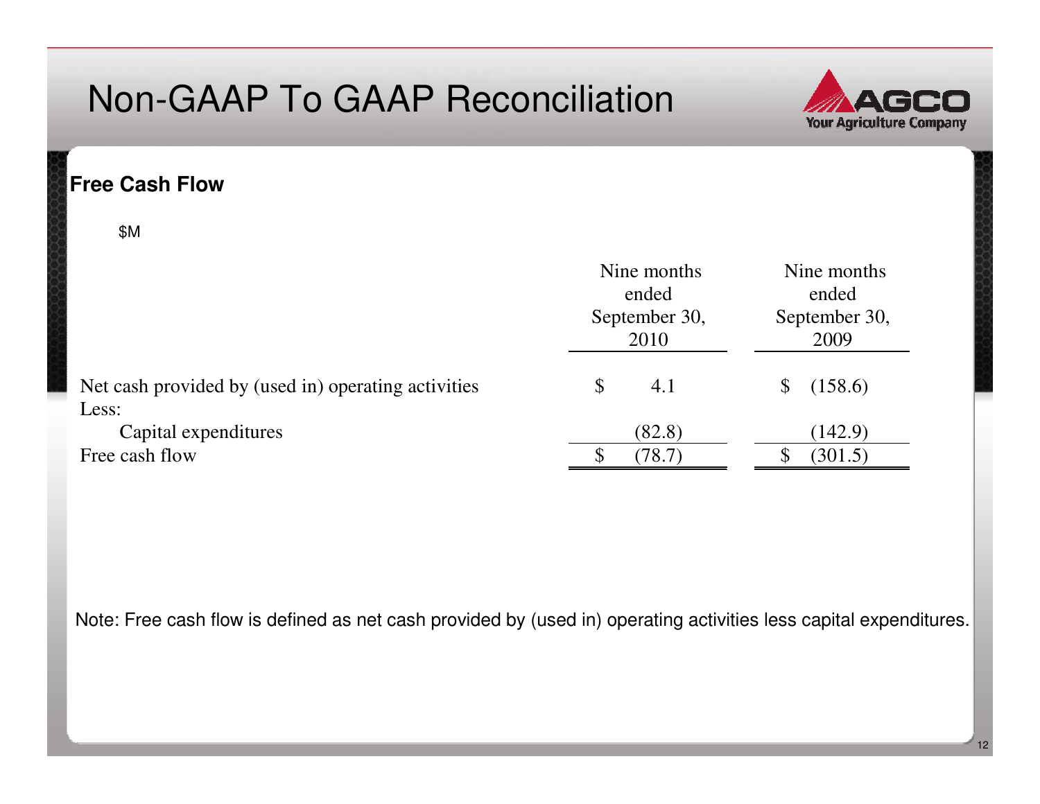# Non-GAAP To GAAP Reconciliation

## Free Cash Flow

$M

| | Nine months ended September 30, 2010 | Nine months ended September 30, 2009 |
|---|---|---|
| Net cash provided by (used in) operating activities | $ 4.1 | $ (158.6) |
| Less: | | |
| Capital expenditures | (82.8) | (142.9) |
| Free cash flow | $ (78.7) | $ (301.5) |

Note: Free cash flow is defined as net cash provided by (used in) operating activities less capital expenditures.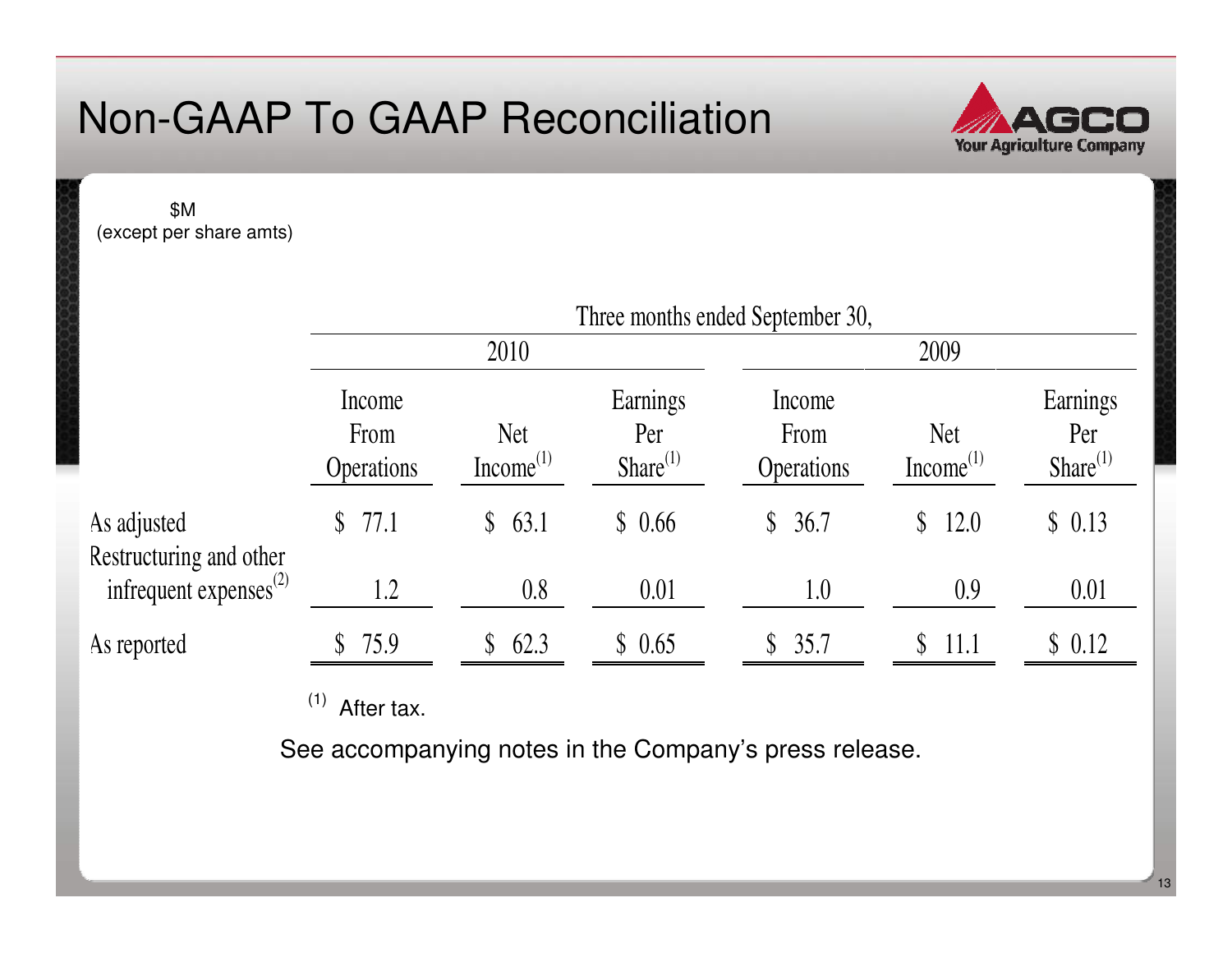# Non-GAAP To GAAP Reconciliation

$M
(except per share amts)

| | Three months ended September 30, | | | | | |
|---|---|---|---|---|---|---|
| | 2010 | | | 2009 | | |
| | Income From Operations | Net Income(1) | Earnings Per Share(1) | Income From Operations | Net Income(1) | Earnings Per Share(1) |
| As adjusted | $ 77.1 | $ 63.1 | $ 0.66 | $ 36.7 | $ 12.0 | $ 0.13 |
| Restructuring and other infrequent expenses(2) | 1.2 | 0.8 | 0.01 | 1.0 | 0.9 | 0.01 |
| As reported | $ 75.9 | $ 62.3 | $ 0.65 | $ 35.7 | $ 11.1 | $ 0.12 |

(1) After tax.

See accompanying notes in the Company's press release.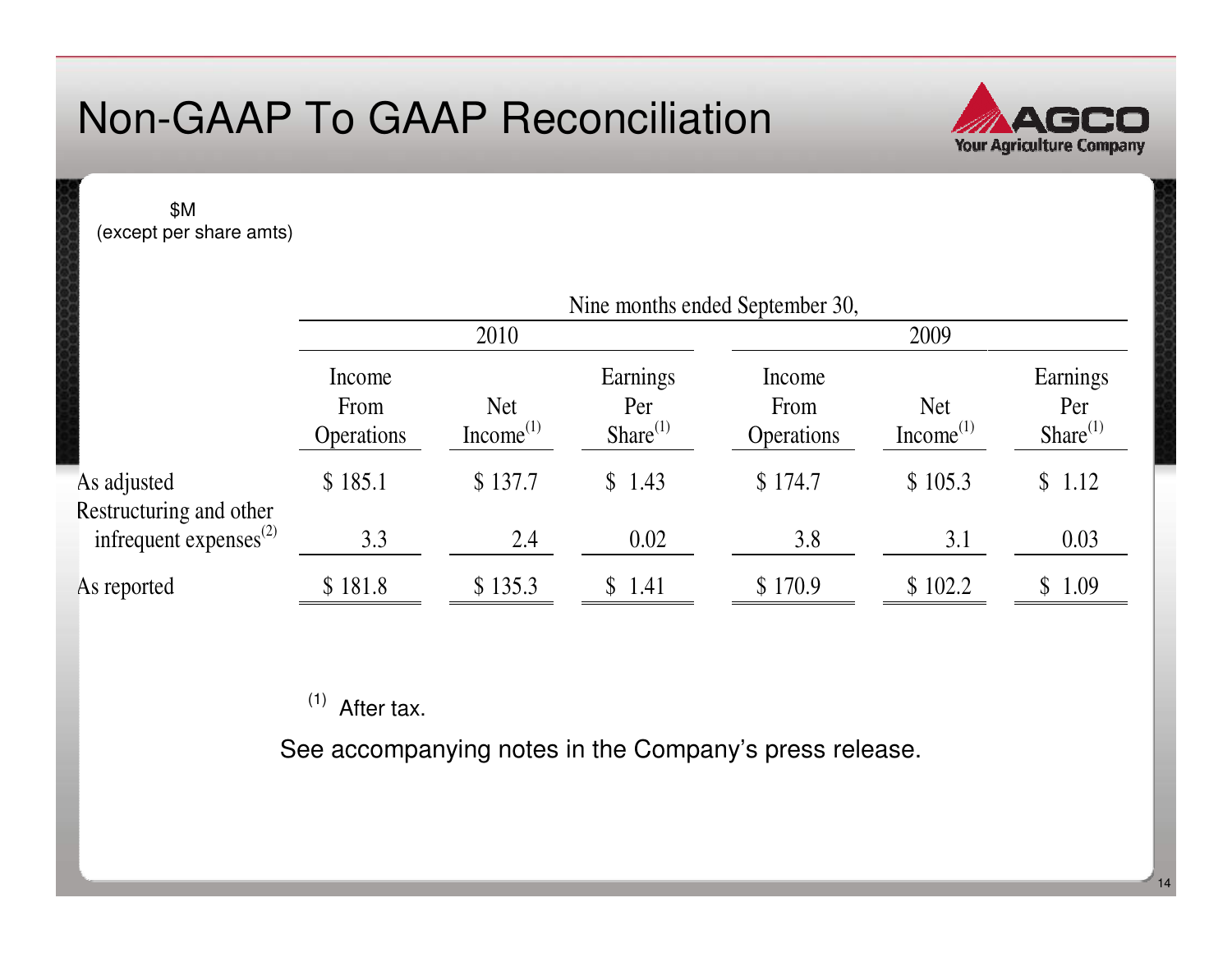# Non-GAAP To GAAP Reconciliation

$M
(except per share amts)

| | Nine months ended September 30, | | | | | |
|---|---|---|---|---|---|---|
| | 2010 | | | 2009 | | |
| | Income From Operations | Net Income[1] | Earnings Per Share[1] | Income From Operations | Net Income[1] | Earnings Per Share[1] |
| As adjusted | $ 185.1 | $ 137.7 | $ 1.43 | $ 174.7 | $ 105.3 | $ 1.12 |
| Restructuring and other infrequent expenses[2] | 3.3 | 2.4 | 0.02 | 3.8 | 3.1 | 0.03 |
| As reported | $ 181.8 | $ 135.3 | $ 1.41 | $ 170.9 | $ 102.2 | $ 1.09 |

[1] After tax.

See accompanying notes in the Company's press release.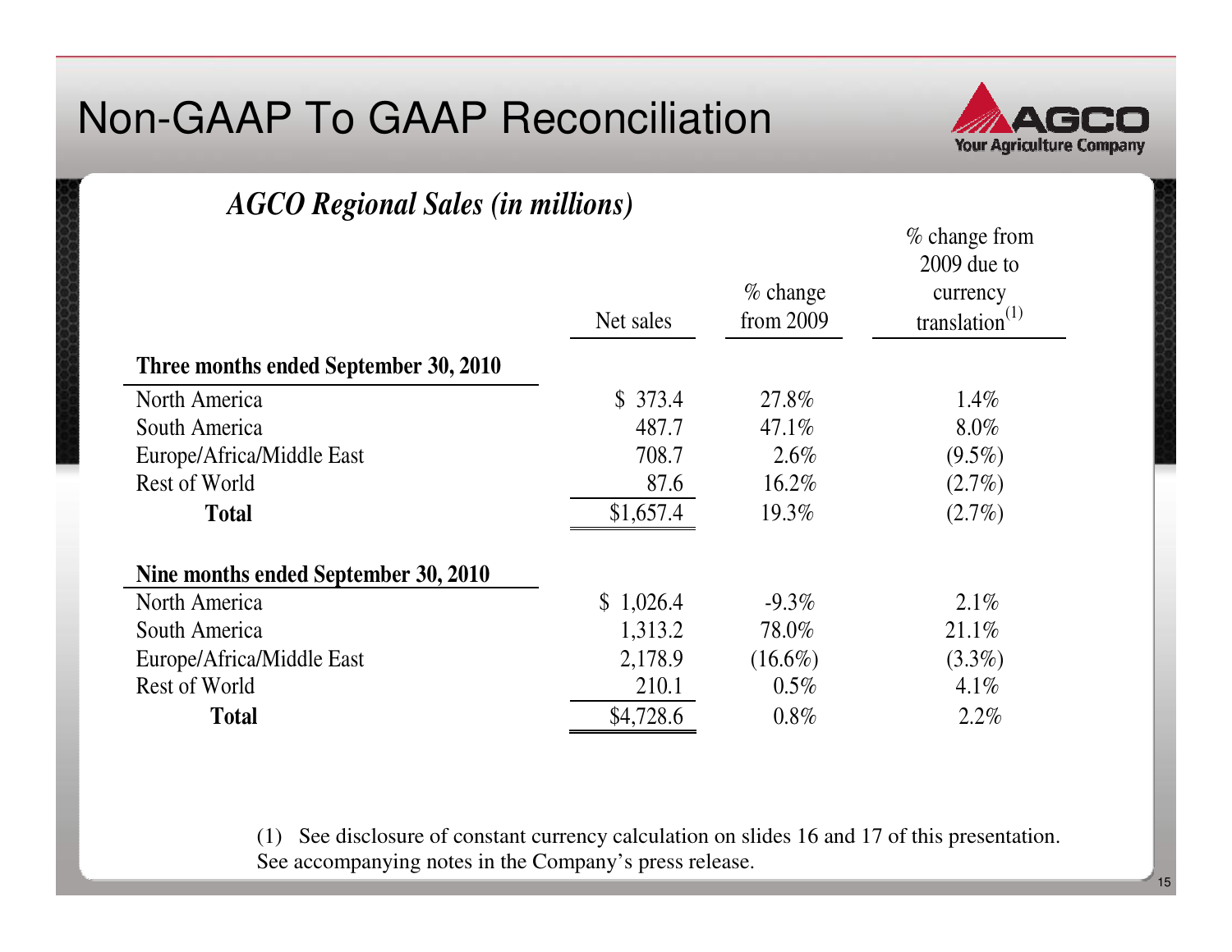# Non-GAAP To GAAP Reconciliation

AGCO Your Agriculture Company

## *AGCO Regional Sales (in millions)*

| | Net sales | % change from 2009 | % change from 2009 due to currency translation[(1)] |
|---|---|---|---|
| **Three months ended September 30, 2010** | | | |
| North America | $ 373.4 | 27.8% | 1.4% |
| South America | 487.7 | 47.1% | 8.0% |
| Europe/Africa/Middle East | 708.7 | 2.6% | (9.5%) |
| Rest of World | 87.6 | 16.2% | (2.7%) |
| **Total** | $1,657.4 | 19.3% | (2.7%) |
| **Nine months ended September 30, 2010** | | | |
| North America | $ 1,026.4 | -9.3% | 2.1% |
| South America | 1,313.2 | 78.0% | 21.1% |
| Europe/Africa/Middle East | 2,178.9 | (16.6%) | (3.3%) |
| Rest of World | 210.1 | 0.5% | 4.1% |
| **Total** | $4,728.6 | 0.8% | 2.2% |

(1) See disclosure of constant currency calculation on slides 16 and 17 of this presentation. See accompanying notes in the Company's press release.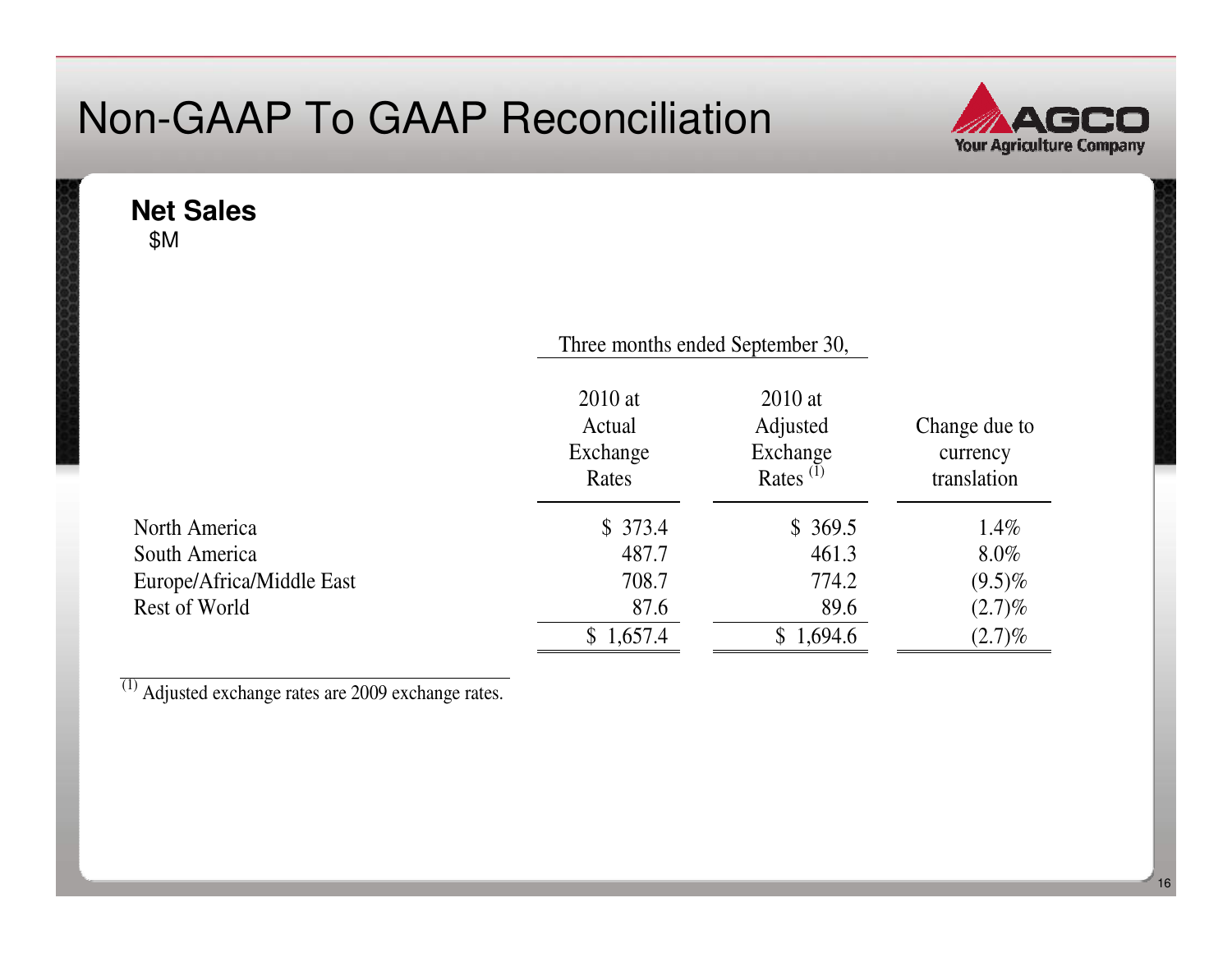# Non-GAAP To GAAP Reconciliation

**Net Sales**
$M

| | Three months ended September 30, | | |
|---|---|---|---|
| | 2010 at Actual Exchange Rates | 2010 at Adjusted Exchange Rates [1] | Change due to currency translation |
| North America | $ 373.4 | $ 369.5 | 1.4% |
| South America | 487.7 | 461.3 | 8.0% |
| Europe/Africa/Middle East | 708.7 | 774.2 | (9.5)% |
| Rest of World | 87.6 | 89.6 | (2.7)% |
| | $ 1,657.4 | $ 1,694.6 | (2.7)% |

[1] Adjusted exchange rates are 2009 exchange rates.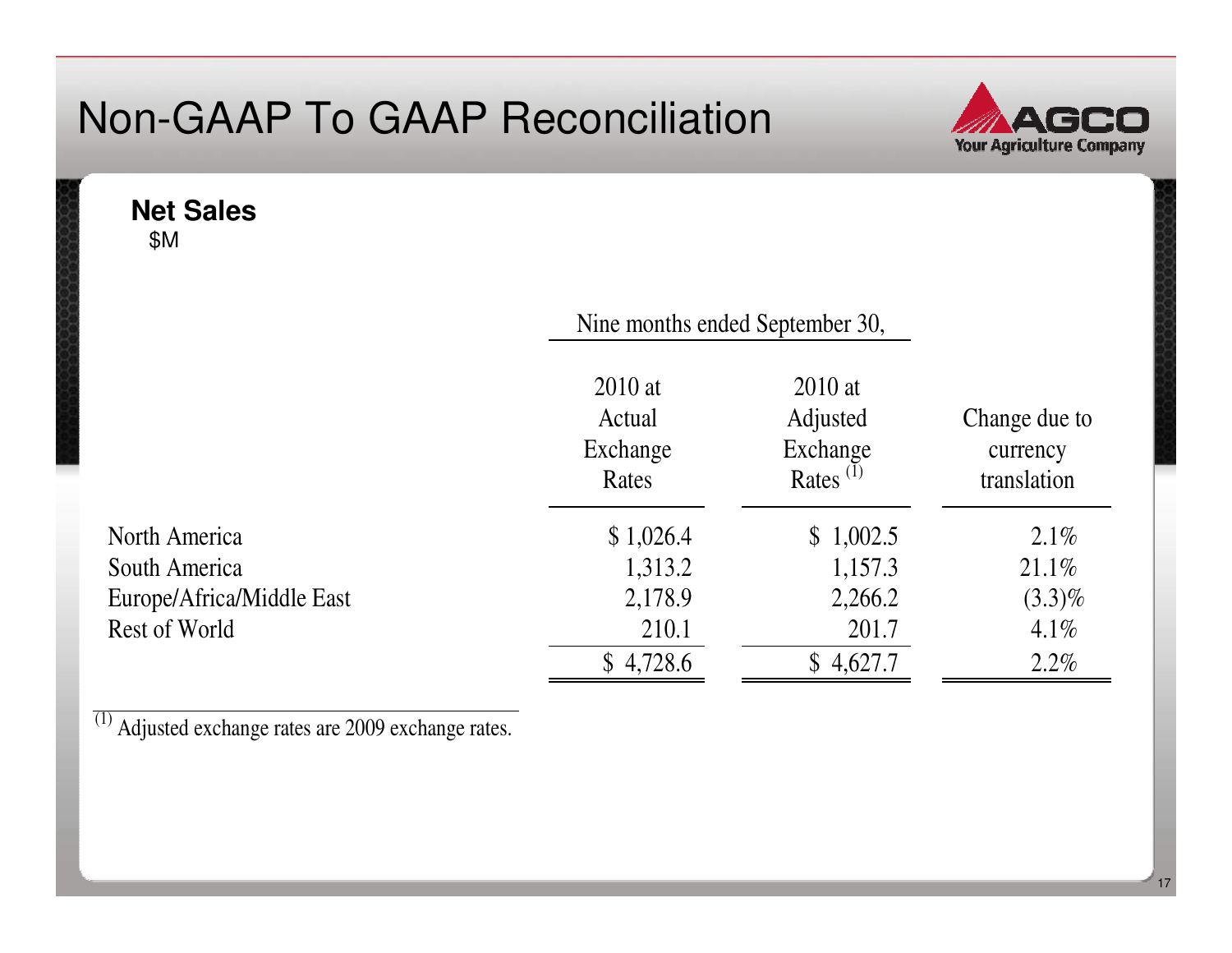# Non-GAAP To GAAP Reconciliation

AGCO
Your Agriculture Company

## Net Sales

$M

| | Nine months ended September 30, | | |
|---|---|---|---|
| | 2010 at Actual Exchange Rates | 2010 at Adjusted Exchange Rates [1] | Change due to currency translation |
| North America | $ 1,026.4 | $ 1,002.5 | 2.1% |
| South America | 1,313.2 | 1,157.3 | 21.1% |
| Europe/Africa/Middle East | 2,178.9 | 2,266.2 | (3.3)% |
| Rest of World | 210.1 | 201.7 | 4.1% |
| | $ 4,728.6 | $ 4,627.7 | 2.2% |

[1] Adjusted exchange rates are 2009 exchange rates.